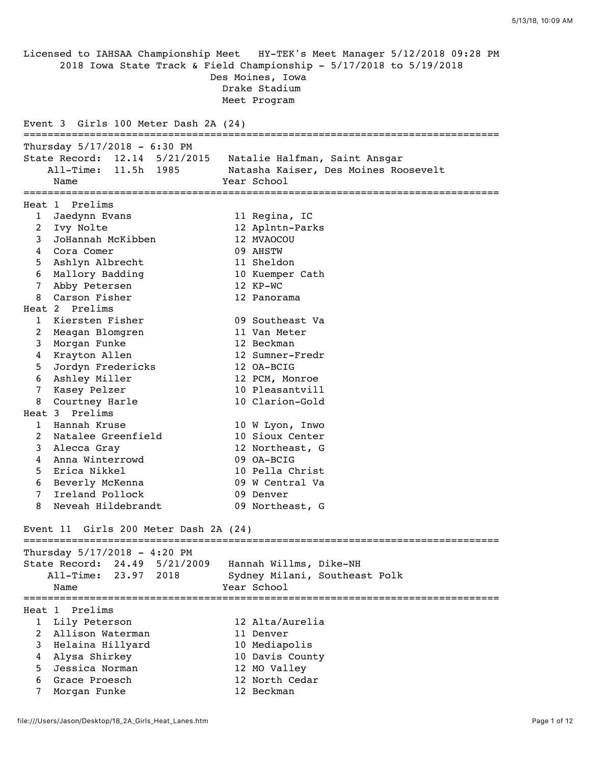Licensed to IAHSAA Championship Meet   HY-TEK's Meet Manager 5/12/2018 09:28 PM

2018 Iowa State Track & Field Championship - 5/17/2018 to 5/19/2018

Des Moines, Iowa

Drake Stadium

Meet Program

## Event 3 Girls 100 Meter Dash 2A (24)

Thursday 5/17/2018 - 6:30 PM

State Record: 12.14 5/21/2015 Natalie Halfman, Saint Ansgar

All-Time: 11.5h 1985 Natasha Kaiser, Des Moines Roosevelt

### Heat 1 Prelims

| Lane | Name | Year | School |
|---|---|---|---|
| 1 | Jaedynn Evans | 11 | Regina, IC |
| 2 | Ivy Nolte | 12 | Aplntn-Parks |
| 3 | JoHannah McKibben | 12 | MVAOCOU |
| 4 | Cora Comer | 09 | AHSTW |
| 5 | Ashlyn Albrecht | 11 | Sheldon |
| 6 | Mallory Badding | 10 | Kuemper Cath |
| 7 | Abby Petersen | 12 | KP-WC |
| 8 | Carson Fisher | 12 | Panorama |

### Heat 2 Prelims

| Lane | Name | Year | School |
|---|---|---|---|
| 1 | Kiersten Fisher | 09 | Southeast Va |
| 2 | Meagan Blomgren | 11 | Van Meter |
| 3 | Morgan Funke | 12 | Beckman |
| 4 | Krayton Allen | 12 | Sumner-Fredr |
| 5 | Jordyn Fredericks | 12 | OA-BCIG |
| 6 | Ashley Miller | 12 | PCM, Monroe |
| 7 | Kasey Pelzer | 10 | Pleasantvill |
| 8 | Courtney Harle | 10 | Clarion-Gold |

### Heat 3 Prelims

| Lane | Name | Year | School |
|---|---|---|---|
| 1 | Hannah Kruse | 10 | W Lyon, Inwo |
| 2 | Natalee Greenfield | 10 | Sioux Center |
| 3 | Alecca Gray | 12 | Northeast, G |
| 4 | Anna Winterrowd | 09 | OA-BCIG |
| 5 | Erica Nikkel | 10 | Pella Christ |
| 6 | Beverly McKenna | 09 | W Central Va |
| 7 | Ireland Pollock | 09 | Denver |
| 8 | Neveah Hildebrandt | 09 | Northeast, G |

## Event 11 Girls 200 Meter Dash 2A (24)

Thursday 5/17/2018 - 4:20 PM

State Record: 24.49 5/21/2009 Hannah Willms, Dike-NH

All-Time: 23.97 2018 Sydney Milani, Southeast Polk

### Heat 1 Prelims

| Lane | Name | Year | School |
|---|---|---|---|
| 1 | Lily Peterson | 12 | Alta/Aurelia |
| 2 | Allison Waterman | 11 | Denver |
| 3 | Helaina Hillyard | 10 | Mediapolis |
| 4 | Alysa Shirkey | 10 | Davis County |
| 5 | Jessica Norman | 12 | MO Valley |
| 6 | Grace Proesch | 12 | North Cedar |
| 7 | Morgan Funke | 12 | Beckman |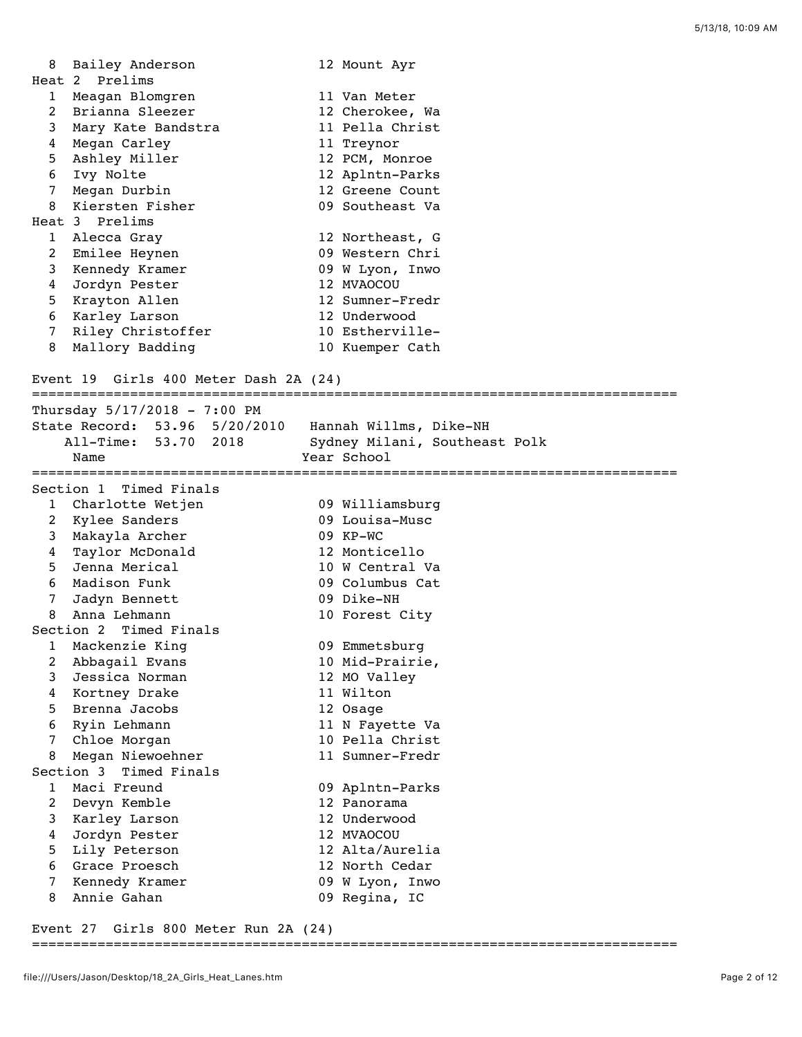| | Name | Year | School |
|---|---|---|---|
| 8 | Bailey Anderson | 12 | Mount Ayr |
| **Heat 2 Prelims** | | | |
| 1 | Meagan Blomgren | 11 | Van Meter |
| 2 | Brianna Sleezer | 12 | Cherokee, Wa |
| 3 | Mary Kate Bandstra | 11 | Pella Christ |
| 4 | Megan Carley | 11 | Treynor |
| 5 | Ashley Miller | 12 | PCM, Monroe |
| 6 | Ivy Nolte | 12 | Aplntn-Parks |
| 7 | Megan Durbin | 12 | Greene Count |
| 8 | Kiersten Fisher | 09 | Southeast Va |
| **Heat 3 Prelims** | | | |
| 1 | Alecca Gray | 12 | Northeast, G |
| 2 | Emilee Heynen | 09 | Western Chri |
| 3 | Kennedy Kramer | 09 | W Lyon, Inwo |
| 4 | Jordyn Pester | 12 | MVAOCOU |
| 5 | Krayton Allen | 12 | Sumner-Fredr |
| 6 | Karley Larson | 12 | Underwood |
| 7 | Riley Christoffer | 10 | Estherville- |
| 8 | Mallory Badding | 10 | Kuemper Cath |

## Event 19 Girls 400 Meter Dash 2A (24)

Thursday 5/17/2018 - 7:00 PM

State Record: 53.96 5/20/2010 Hannah Willms, Dike-NH

All-Time: 53.70 2018 Sydney Milani, Southeast Polk

| | Name | Year | School |
|---|---|---|---|
| **Section 1 Timed Finals** | | | |
| 1 | Charlotte Wetjen | 09 | Williamsburg |
| 2 | Kylee Sanders | 09 | Louisa-Musc |
| 3 | Makayla Archer | 09 | KP-WC |
| 4 | Taylor McDonald | 12 | Monticello |
| 5 | Jenna Merical | 10 | W Central Va |
| 6 | Madison Funk | 09 | Columbus Cat |
| 7 | Jadyn Bennett | 09 | Dike-NH |
| 8 | Anna Lehmann | 10 | Forest City |
| **Section 2 Timed Finals** | | | |
| 1 | Mackenzie King | 09 | Emmetsburg |
| 2 | Abbagail Evans | 10 | Mid-Prairie, |
| 3 | Jessica Norman | 12 | MO Valley |
| 4 | Kortney Drake | 11 | Wilton |
| 5 | Brenna Jacobs | 12 | Osage |
| 6 | Ryin Lehmann | 11 | N Fayette Va |
| 7 | Chloe Morgan | 10 | Pella Christ |
| 8 | Megan Niewoehner | 11 | Sumner-Fredr |
| **Section 3 Timed Finals** | | | |
| 1 | Maci Freund | 09 | Aplntn-Parks |
| 2 | Devyn Kemble | 12 | Panorama |
| 3 | Karley Larson | 12 | Underwood |
| 4 | Jordyn Pester | 12 | MVAOCOU |
| 5 | Lily Peterson | 12 | Alta/Aurelia |
| 6 | Grace Proesch | 12 | North Cedar |
| 7 | Kennedy Kramer | 09 | W Lyon, Inwo |
| 8 | Annie Gahan | 09 | Regina, IC |

## Event 27 Girls 800 Meter Run 2A (24)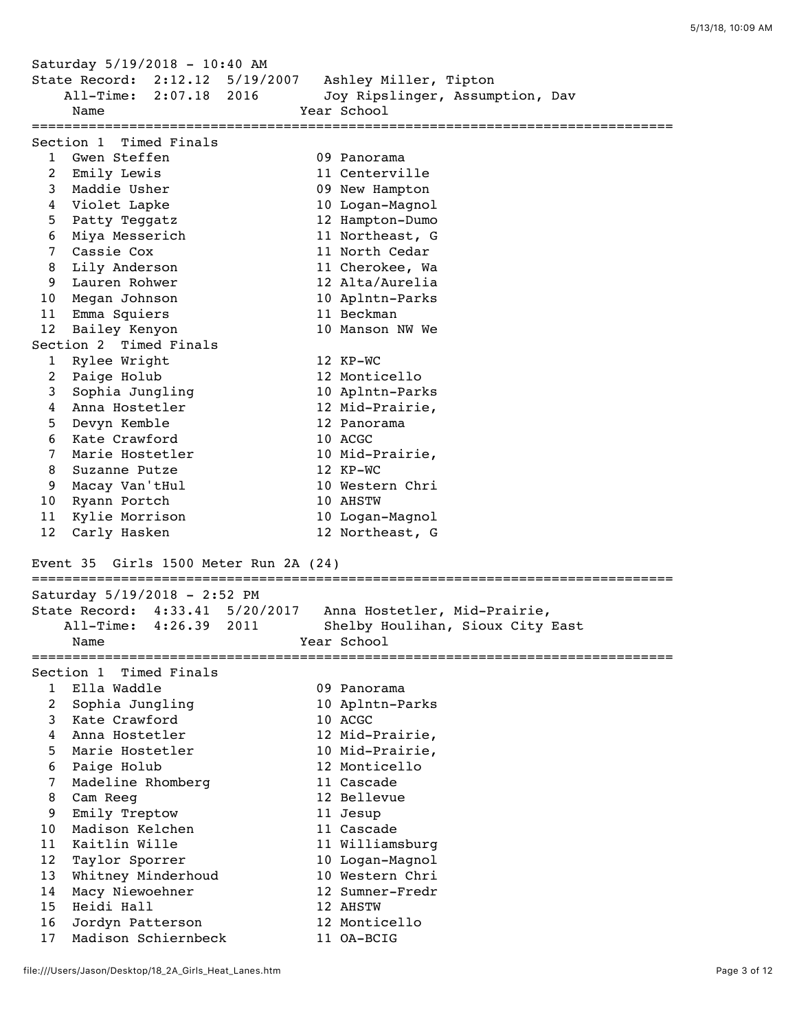Saturday 5/19/2018 - 10:40 AM
State Record: 2:12.12 5/19/2007 Ashley Miller, Tipton
All-Time: 2:07.18 2016 Joy Ripslinger, Assumption, Dav

| | Name | Year | School |
|---|---|---|---|
| **Section 1 Timed Finals** | | | |
| 1 | Gwen Steffen | 09 | Panorama |
| 2 | Emily Lewis | 11 | Centerville |
| 3 | Maddie Usher | 09 | New Hampton |
| 4 | Violet Lapke | 10 | Logan-Magnol |
| 5 | Patty Teggatz | 12 | Hampton-Dumo |
| 6 | Miya Messerich | 11 | Northeast, G |
| 7 | Cassie Cox | 11 | North Cedar |
| 8 | Lily Anderson | 11 | Cherokee, Wa |
| 9 | Lauren Rohwer | 12 | Alta/Aurelia |
| 10 | Megan Johnson | 10 | Aplntn-Parks |
| 11 | Emma Squiers | 11 | Beckman |
| 12 | Bailey Kenyon | 10 | Manson NW We |
| **Section 2 Timed Finals** | | | |
| 1 | Rylee Wright | 12 | KP-WC |
| 2 | Paige Holub | 12 | Monticello |
| 3 | Sophia Jungling | 10 | Aplntn-Parks |
| 4 | Anna Hostetler | 12 | Mid-Prairie, |
| 5 | Devyn Kemble | 12 | Panorama |
| 6 | Kate Crawford | 10 | ACGC |
| 7 | Marie Hostetler | 10 | Mid-Prairie, |
| 8 | Suzanne Putze | 12 | KP-WC |
| 9 | Macay Van'tHul | 10 | Western Chri |
| 10 | Ryann Portch | 10 | AHSTW |
| 11 | Kylie Morrison | 10 | Logan-Magnol |
| 12 | Carly Hasken | 12 | Northeast, G |

## Event 35 Girls 1500 Meter Run 2A (24)

Saturday 5/19/2018 - 2:52 PM
State Record: 4:33.41 5/20/2017 Anna Hostetler, Mid-Prairie,
All-Time: 4:26.39 2011 Shelby Houlihan, Sioux City East

| | Name | Year | School |
|---|---|---|---|
| **Section 1 Timed Finals** | | | |
| 1 | Ella Waddle | 09 | Panorama |
| 2 | Sophia Jungling | 10 | Aplntn-Parks |
| 3 | Kate Crawford | 10 | ACGC |
| 4 | Anna Hostetler | 12 | Mid-Prairie, |
| 5 | Marie Hostetler | 10 | Mid-Prairie, |
| 6 | Paige Holub | 12 | Monticello |
| 7 | Madeline Rhomberg | 11 | Cascade |
| 8 | Cam Reeg | 12 | Bellevue |
| 9 | Emily Treptow | 11 | Jesup |
| 10 | Madison Kelchen | 11 | Cascade |
| 11 | Kaitlin Wille | 11 | Williamsburg |
| 12 | Taylor Sporrer | 10 | Logan-Magnol |
| 13 | Whitney Minderhoud | 10 | Western Chri |
| 14 | Macy Niewoehner | 12 | Sumner-Fredr |
| 15 | Heidi Hall | 12 | AHSTW |
| 16 | Jordyn Patterson | 12 | Monticello |
| 17 | Madison Schiernbeck | 11 | OA-BCIG |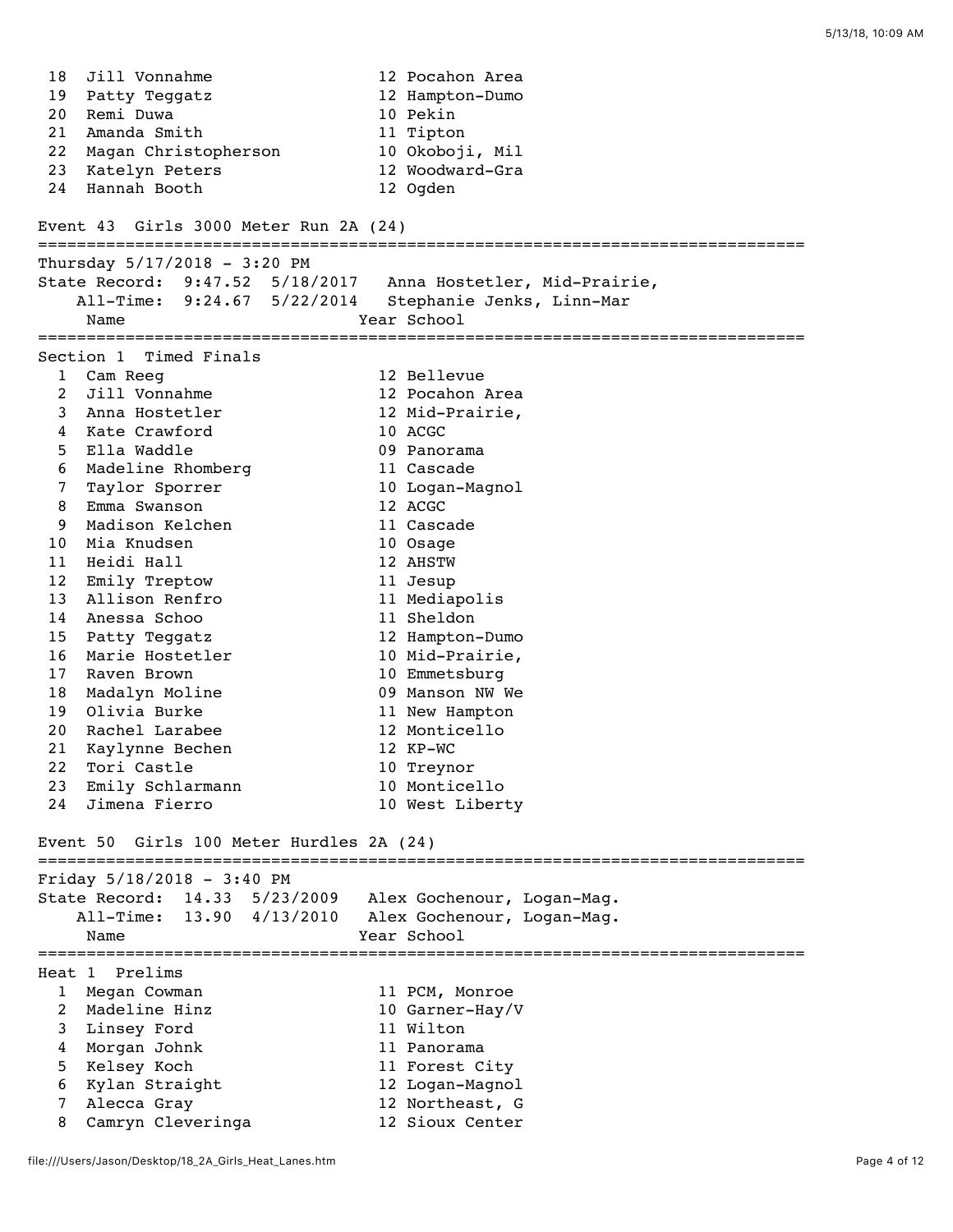| # | Name | Year | School |
|---|---|---|---|
| 18 | Jill Vonnahme | 12 | Pocahon Area |
| 19 | Patty Teggatz | 12 | Hampton-Dumo |
| 20 | Remi Duwa | 10 | Pekin |
| 21 | Amanda Smith | 11 | Tipton |
| 22 | Magan Christopherson | 10 | Okoboji, Mil |
| 23 | Katelyn Peters | 12 | Woodward-Gra |
| 24 | Hannah Booth | 12 | Ogden |

## Event 43 Girls 3000 Meter Run 2A (24)

Thursday 5/17/2018 - 3:20 PM

State Record: 9:47.52 5/18/2017 Anna Hostetler, Mid-Prairie,

All-Time: 9:24.67 5/22/2014 Stephanie Jenks, Linn-Mar

### Section 1 Timed Finals

| # | Name | Year | School |
|---|---|---|---|
| 1 | Cam Reeg | 12 | Bellevue |
| 2 | Jill Vonnahme | 12 | Pocahon Area |
| 3 | Anna Hostetler | 12 | Mid-Prairie, |
| 4 | Kate Crawford | 10 | ACGC |
| 5 | Ella Waddle | 09 | Panorama |
| 6 | Madeline Rhomberg | 11 | Cascade |
| 7 | Taylor Sporrer | 10 | Logan-Magnol |
| 8 | Emma Swanson | 12 | ACGC |
| 9 | Madison Kelchen | 11 | Cascade |
| 10 | Mia Knudsen | 10 | Osage |
| 11 | Heidi Hall | 12 | AHSTW |
| 12 | Emily Treptow | 11 | Jesup |
| 13 | Allison Renfro | 11 | Mediapolis |
| 14 | Anessa Schoo | 11 | Sheldon |
| 15 | Patty Teggatz | 12 | Hampton-Dumo |
| 16 | Marie Hostetler | 10 | Mid-Prairie, |
| 17 | Raven Brown | 10 | Emmetsburg |
| 18 | Madalyn Moline | 09 | Manson NW We |
| 19 | Olivia Burke | 11 | New Hampton |
| 20 | Rachel Larabee | 12 | Monticello |
| 21 | Kaylynne Bechen | 12 | KP-WC |
| 22 | Tori Castle | 10 | Treynor |
| 23 | Emily Schlarmann | 10 | Monticello |
| 24 | Jimena Fierro | 10 | West Liberty |

## Event 50 Girls 100 Meter Hurdles 2A (24)

Friday 5/18/2018 - 3:40 PM

State Record: 14.33 5/23/2009 Alex Gochenour, Logan-Mag.

All-Time: 13.90 4/13/2010 Alex Gochenour, Logan-Mag.

### Heat 1 Prelims

| # | Name | Year | School |
|---|---|---|---|
| 1 | Megan Cowman | 11 | PCM, Monroe |
| 2 | Madeline Hinz | 10 | Garner-Hay/V |
| 3 | Linsey Ford | 11 | Wilton |
| 4 | Morgan Johnk | 11 | Panorama |
| 5 | Kelsey Koch | 11 | Forest City |
| 6 | Kylan Straight | 12 | Logan-Magnol |
| 7 | Alecca Gray | 12 | Northeast, G |
| 8 | Camryn Cleveringa | 12 | Sioux Center |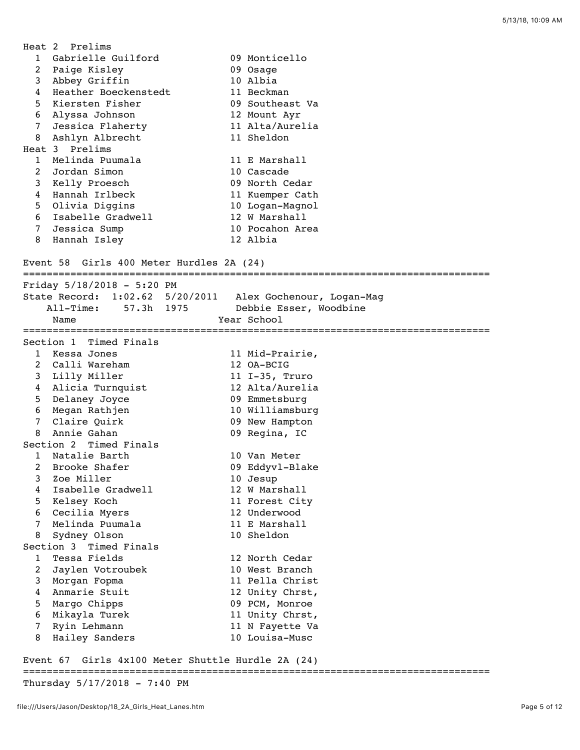Heat 2 Prelims

| Lane | Name | Year | School |
|---|---|---|---|
| 1 | Gabrielle Guilford | 09 | Monticello |
| 2 | Paige Kisley | 09 | Osage |
| 3 | Abbey Griffin | 10 | Albia |
| 4 | Heather Boeckenstedt | 11 | Beckman |
| 5 | Kiersten Fisher | 09 | Southeast Va |
| 6 | Alyssa Johnson | 12 | Mount Ayr |
| 7 | Jessica Flaherty | 11 | Alta/Aurelia |
| 8 | Ashlyn Albrecht | 11 | Sheldon |

Heat 3 Prelims

| Lane | Name | Year | School |
|---|---|---|---|
| 1 | Melinda Puumala | 11 | E Marshall |
| 2 | Jordan Simon | 10 | Cascade |
| 3 | Kelly Proesch | 09 | North Cedar |
| 4 | Hannah Irlbeck | 11 | Kuemper Cath |
| 5 | Olivia Diggins | 10 | Logan-Magnol |
| 6 | Isabelle Gradwell | 12 | W Marshall |
| 7 | Jessica Sump | 10 | Pocahon Area |
| 8 | Hannah Isley | 12 | Albia |

## Event 58 Girls 400 Meter Hurdles 2A (24)

Friday 5/18/2018 - 5:20 PM

State Record: 1:02.62 5/20/2011 Alex Gochenour, Logan-Mag

All-Time: 57.3h 1975 Debbie Esser, Woodbine

Section 1 Timed Finals

| Lane | Name | Year | School |
|---|---|---|---|
| 1 | Kessa Jones | 11 | Mid-Prairie, |
| 2 | Calli Wareham | 12 | OA-BCIG |
| 3 | Lilly Miller | 11 | I-35, Truro |
| 4 | Alicia Turnquist | 12 | Alta/Aurelia |
| 5 | Delaney Joyce | 09 | Emmetsburg |
| 6 | Megan Rathjen | 10 | Williamsburg |
| 7 | Claire Quirk | 09 | New Hampton |
| 8 | Annie Gahan | 09 | Regina, IC |

Section 2 Timed Finals

| Lane | Name | Year | School |
|---|---|---|---|
| 1 | Natalie Barth | 10 | Van Meter |
| 2 | Brooke Shafer | 09 | Eddyvl-Blake |
| 3 | Zoe Miller | 10 | Jesup |
| 4 | Isabelle Gradwell | 12 | W Marshall |
| 5 | Kelsey Koch | 11 | Forest City |
| 6 | Cecilia Myers | 12 | Underwood |
| 7 | Melinda Puumala | 11 | E Marshall |
| 8 | Sydney Olson | 10 | Sheldon |

Section 3 Timed Finals

| Lane | Name | Year | School |
|---|---|---|---|
| 1 | Tessa Fields | 12 | North Cedar |
| 2 | Jaylen Votroubek | 10 | West Branch |
| 3 | Morgan Fopma | 11 | Pella Christ |
| 4 | Anmarie Stuit | 12 | Unity Chrst, |
| 5 | Margo Chipps | 09 | PCM, Monroe |
| 6 | Mikayla Turek | 11 | Unity Chrst, |
| 7 | Ryin Lehmann | 11 | N Fayette Va |
| 8 | Hailey Sanders | 10 | Louisa-Musc |

## Event 67 Girls 4x100 Meter Shuttle Hurdle 2A (24)

Thursday 5/17/2018 - 7:40 PM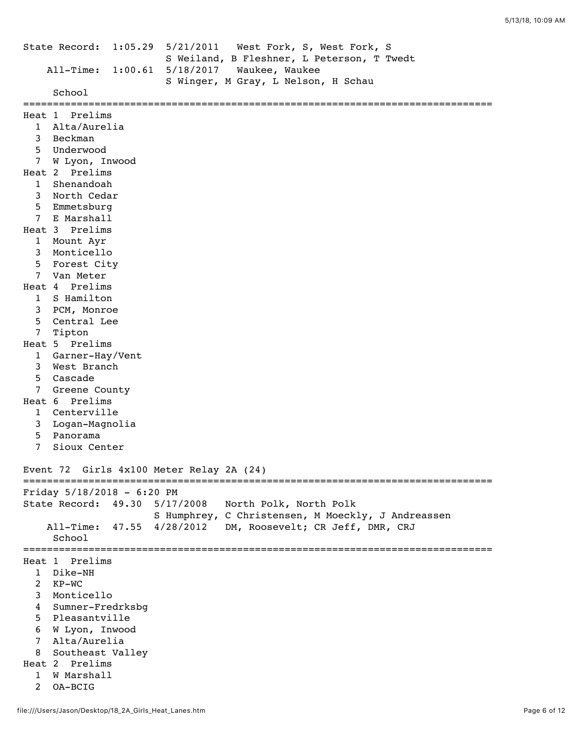State Record: 1:05.29 5/21/2011 West Fork, S, West Fork, S
S Weiland, B Fleshner, L Peterson, T Twedt
All-Time: 1:00.61 5/18/2017 Waukee, Waukee
S Winger, M Gray, L Nelson, H Schau

School

Heat 1 Prelims
1 Alta/Aurelia
3 Beckman
5 Underwood
7 W Lyon, Inwood

Heat 2 Prelims
1 Shenandoah
3 North Cedar
5 Emmetsburg
7 E Marshall

Heat 3 Prelims
1 Mount Ayr
3 Monticello
5 Forest City
7 Van Meter

Heat 4 Prelims
1 S Hamilton
3 PCM, Monroe
5 Central Lee
7 Tipton

Heat 5 Prelims
1 Garner-Hay/Vent
3 West Branch
5 Cascade
7 Greene County

Heat 6 Prelims
1 Centerville
3 Logan-Magnolia
5 Panorama
7 Sioux Center

## Event 72 Girls 4x100 Meter Relay 2A (24)

Friday 5/18/2018 - 6:20 PM
State Record: 49.30 5/17/2008 North Polk, North Polk
S Humphrey, C Christensen, M Moeckly, J Andreassen
All-Time: 47.55 4/28/2012 DM, Roosevelt; CR Jeff, DMR, CRJ

School

Heat 1 Prelims
1 Dike-NH
2 KP-WC
3 Monticello
4 Sumner-Fredrksbg
5 Pleasantville
6 W Lyon, Inwood
7 Alta/Aurelia
8 Southeast Valley

Heat 2 Prelims
1 W Marshall
2 OA-BCIG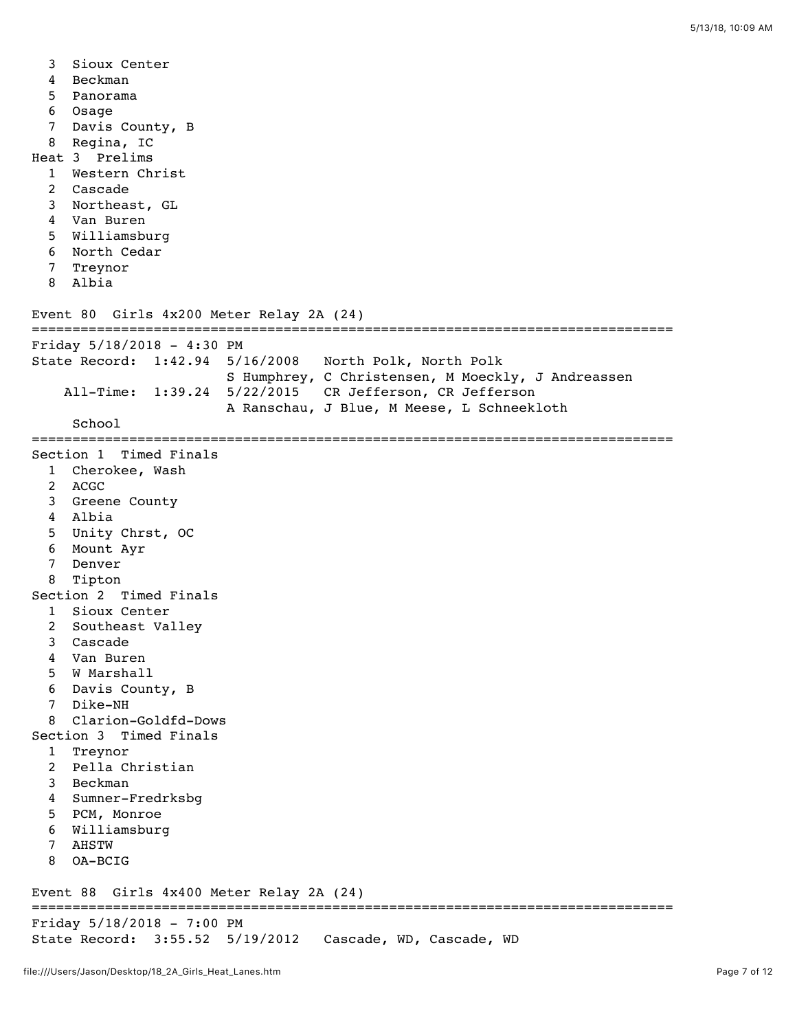3 Sioux Center
4 Beckman
5 Panorama
6 Osage
7 Davis County, B
8 Regina, IC

Heat 3 Prelims

1 Western Christ
2 Cascade
3 Northeast, GL
4 Van Buren
5 Williamsburg
6 North Cedar
7 Treynor
8 Albia

Event 80 Girls 4x200 Meter Relay 2A (24)

```
================================================================================
Friday 5/18/2018 - 4:30 PM
State Record:  1:42.94  5/16/2008   North Polk, North Polk
                        S Humphrey, C Christensen, M Moeckly, J Andreassen
    All-Time:  1:39.24  5/22/2015   CR Jefferson, CR Jefferson
                        A Ranschau, J Blue, M Meese, L Schneekloth
     School
================================================================================
```

Section 1 Timed Finals

1 Cherokee, Wash
2 ACGC
3 Greene County
4 Albia
5 Unity Chrst, OC
6 Mount Ayr
7 Denver
8 Tipton

Section 2 Timed Finals

1 Sioux Center
2 Southeast Valley
3 Cascade
4 Van Buren
5 W Marshall
6 Davis County, B
7 Dike-NH
8 Clarion-Goldfd-Dows

Section 3 Timed Finals

1 Treynor
2 Pella Christian
3 Beckman
4 Sumner-Fredrksbg
5 PCM, Monroe
6 Williamsburg
7 AHSTW
8 OA-BCIG

Event 88 Girls 4x400 Meter Relay 2A (24)

```
================================================================================
Friday 5/18/2018 - 7:00 PM
State Record:  3:55.52  5/19/2012   Cascade, WD, Cascade, WD
```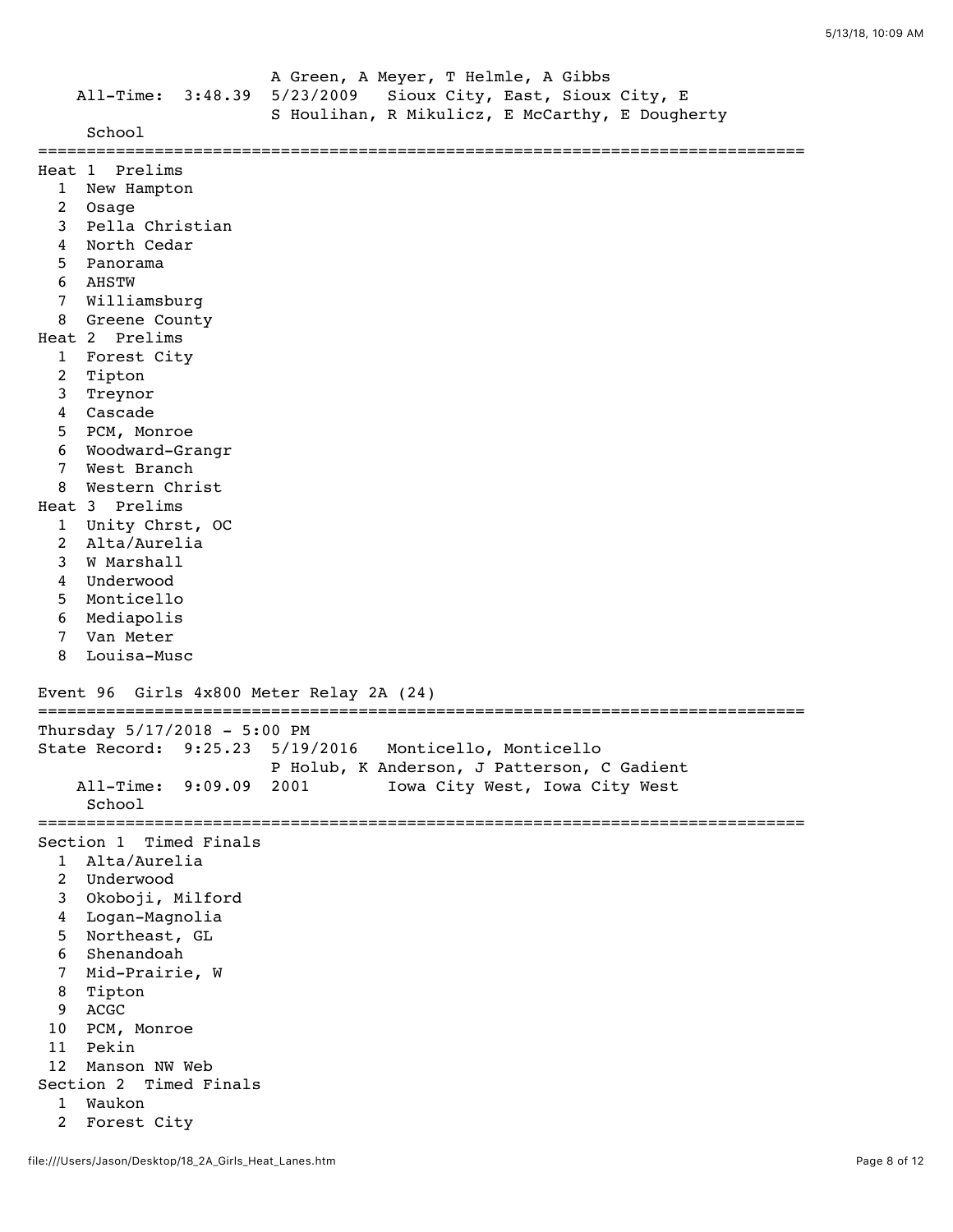```
                        A Green, A Meyer, T Helmle, A Gibbs
    All-Time:  3:48.39  5/23/2009   Sioux City, East, Sioux City, E
                        S Houlihan, R Mikulicz, E McCarthy, E Dougherty
     School
===============================================================================
Heat 1  Prelims
  1  New Hampton
  2  Osage
  3  Pella Christian
  4  North Cedar
  5  Panorama
  6  AHSTW
  7  Williamsburg
  8  Greene County
Heat 2  Prelims
  1  Forest City
  2  Tipton
  3  Treynor
  4  Cascade
  5  PCM, Monroe
  6  Woodward-Grangr
  7  West Branch
  8  Western Christ
Heat 3  Prelims
  1  Unity Chrst, OC
  2  Alta/Aurelia
  3  W Marshall
  4  Underwood
  5  Monticello
  6  Mediapolis
  7  Van Meter
  8  Louisa-Musc

Event 96  Girls 4x800 Meter Relay 2A (24)
===============================================================================
Thursday 5/17/2018 - 5:00 PM
State Record:  9:25.23  5/19/2016   Monticello, Monticello
                        P Holub, K Anderson, J Patterson, C Gadient
    All-Time:  9:09.09  2001        Iowa City West, Iowa City West
     School
===============================================================================
Section 1  Timed Finals
  1  Alta/Aurelia
  2  Underwood
  3  Okoboji, Milford
  4  Logan-Magnolia
  5  Northeast, GL
  6  Shenandoah
  7  Mid-Prairie, W
  8  Tipton
  9  ACGC
 10  PCM, Monroe
 11  Pekin
 12  Manson NW Web
Section 2  Timed Finals
  1  Waukon
  2  Forest City
```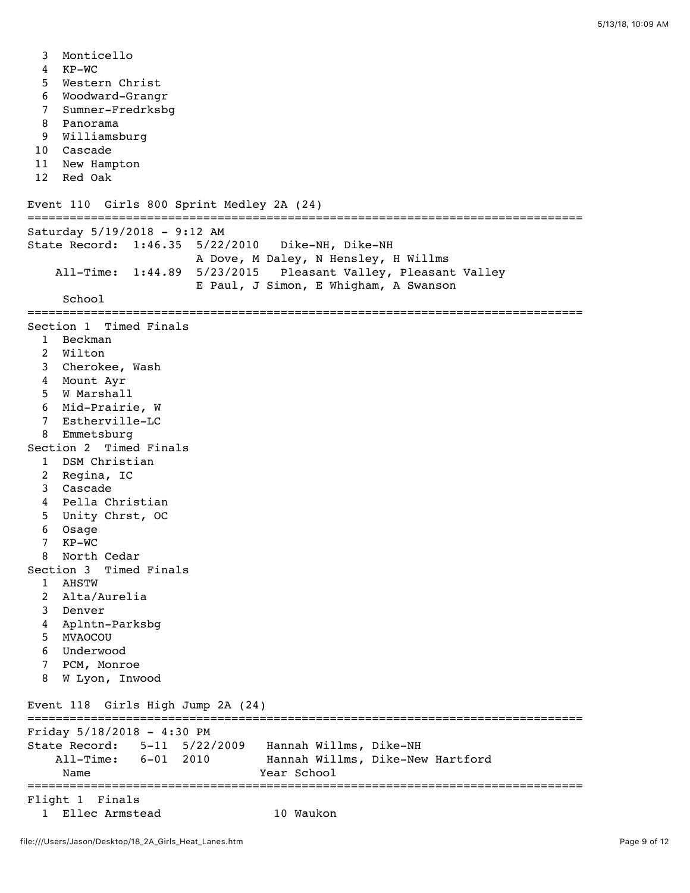3 Monticello
4 KP-WC
5 Western Christ
6 Woodward-Grangr
7 Sumner-Fredrksbg
8 Panorama
9 Williamsburg
10 Cascade
11 New Hampton
12 Red Oak

## Event 110 Girls 800 Sprint Medley 2A (24)

```
===============================================================================
Saturday 5/19/2018 - 9:12 AM
State Record:  1:46.35  5/22/2010   Dike-NH, Dike-NH
                        A Dove, M Daley, N Hensley, H Willms
    All-Time:  1:44.89  5/23/2015   Pleasant Valley, Pleasant Valley
                        E Paul, J Simon, E Whigham, A Swanson
     School
===============================================================================
Section 1  Timed Finals
  1  Beckman
  2  Wilton
  3  Cherokee, Wash
  4  Mount Ayr
  5  W Marshall
  6  Mid-Prairie, W
  7  Estherville-LC
  8  Emmetsburg
Section 2  Timed Finals
  1  DSM Christian
  2  Regina, IC
  3  Cascade
  4  Pella Christian
  5  Unity Chrst, OC
  6  Osage
  7  KP-WC
  8  North Cedar
Section 3  Timed Finals
  1  AHSTW
  2  Alta/Aurelia
  3  Denver
  4  Aplntn-Parksbg
  5  MVAOCOU
  6  Underwood
  7  PCM, Monroe
  8  W Lyon, Inwood
```

## Event 118 Girls High Jump 2A (24)

```
===============================================================================
Friday 5/18/2018 - 4:30 PM
State Record:   5-11  5/22/2009   Hannah Willms, Dike-NH
    All-Time:   6-01  2010        Hannah Willms, Dike-New Hartford
     Name                        Year School
===============================================================================
Flight 1  Finals
  1  Ellec Armstead                10 Waukon
```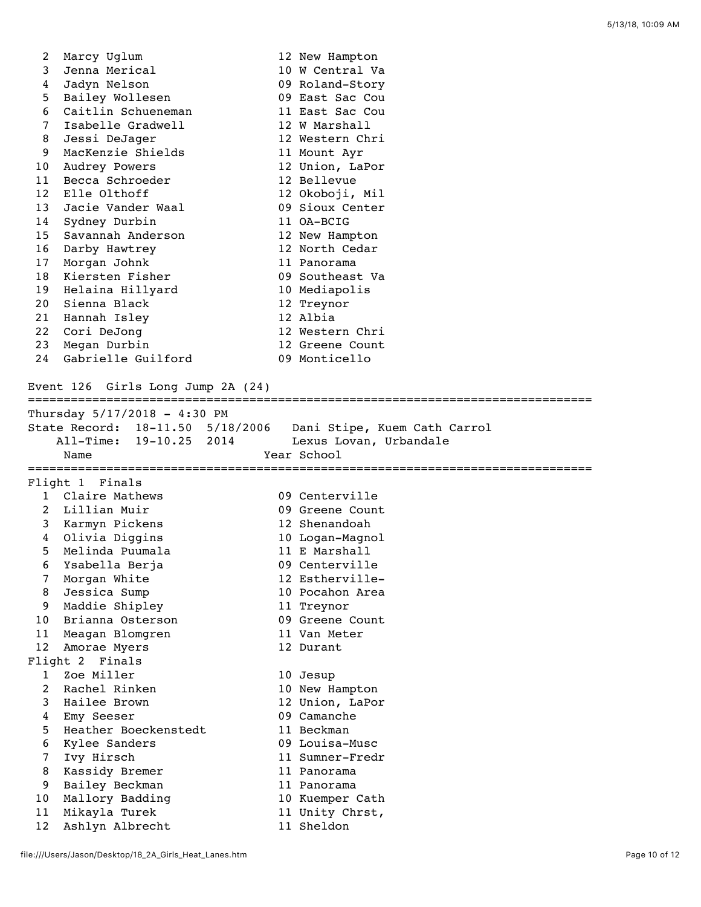```
  2  Marcy Uglum                 12 New Hampton
  3  Jenna Merical               10 W Central Va
  4  Jadyn Nelson                09 Roland-Story
  5  Bailey Wollesen             09 East Sac Cou
  6  Caitlin Schueneman          11 East Sac Cou
  7  Isabelle Gradwell           12 W Marshall
  8  Jessi DeJager               12 Western Chri
  9  MacKenzie Shields           11 Mount Ayr
 10  Audrey Powers               12 Union, LaPor
 11  Becca Schroeder             12 Bellevue
 12  Elle Olthoff                12 Okoboji, Mil
 13  Jacie Vander Waal           09 Sioux Center
 14  Sydney Durbin               11 OA-BCIG
 15  Savannah Anderson           12 New Hampton
 16  Darby Hawtrey               12 North Cedar
 17  Morgan Johnk                11 Panorama
 18  Kiersten Fisher             09 Southeast Va
 19  Helaina Hillyard            10 Mediapolis
 20  Sienna Black                12 Treynor
 21  Hannah Isley                12 Albia
 22  Cori DeJong                 12 Western Chri
 23  Megan Durbin                12 Greene Count
 24  Gabrielle Guilford          09 Monticello

Event 126  Girls Long Jump 2A (24)
================================================================================
Thursday 5/17/2018 - 4:30 PM
State Record:  18-11.50  5/18/2006   Dani Stipe, Kuem Cath Carrol
    All-Time:  19-10.25  2014        Lexus Lovan, Urbandale
     Name                    Year School
================================================================================
Flight 1  Finals
  1  Claire Mathews              09 Centerville
  2  Lillian Muir                09 Greene Count
  3  Karmyn Pickens              12 Shenandoah
  4  Olivia Diggins              10 Logan-Magnol
  5  Melinda Puumala             11 E Marshall
  6  Ysabella Berja              09 Centerville
  7  Morgan White                12 Estherville-
  8  Jessica Sump                10 Pocahon Area
  9  Maddie Shipley              11 Treynor
 10  Brianna Osterson            09 Greene Count
 11  Meagan Blomgren             11 Van Meter
 12  Amorae Myers                12 Durant
Flight 2  Finals
  1  Zoe Miller                  10 Jesup
  2  Rachel Rinken               10 New Hampton
  3  Hailee Brown                12 Union, LaPor
  4  Emy Seeser                  09 Camanche
  5  Heather Boeckenstedt        11 Beckman
  6  Kylee Sanders               09 Louisa-Musc
  7  Ivy Hirsch                  11 Sumner-Fredr
  8  Kassidy Bremer              11 Panorama
  9  Bailey Beckman              11 Panorama
 10  Mallory Badding             10 Kuemper Cath
 11  Mikayla Turek               11 Unity Chrst,
 12  Ashlyn Albrecht             11 Sheldon
```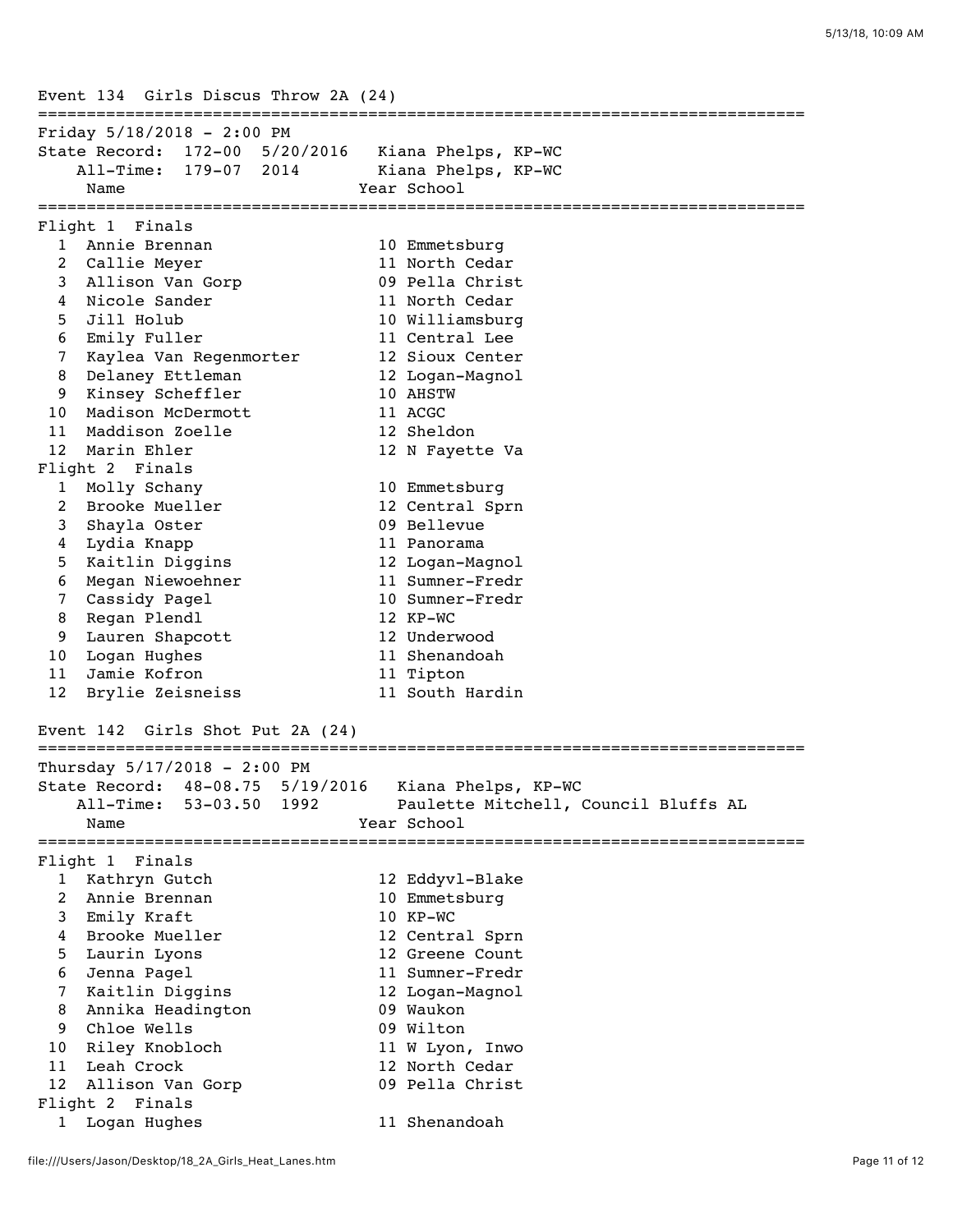## Event 134 Girls Discus Throw 2A (24)

Friday 5/18/2018 - 2:00 PM
State Record: 172-00 5/20/2016 Kiana Phelps, KP-WC
All-Time: 179-07 2014 Kiana Phelps, KP-WC

### Flight 1 Finals

| # | Name | Year | School |
|---|---|---|---|
| 1 | Annie Brennan | 10 | Emmetsburg |
| 2 | Callie Meyer | 11 | North Cedar |
| 3 | Allison Van Gorp | 09 | Pella Christ |
| 4 | Nicole Sander | 11 | North Cedar |
| 5 | Jill Holub | 10 | Williamsburg |
| 6 | Emily Fuller | 11 | Central Lee |
| 7 | Kaylea Van Regenmorter | 12 | Sioux Center |
| 8 | Delaney Ettleman | 12 | Logan-Magnol |
| 9 | Kinsey Scheffler | 10 | AHSTW |
| 10 | Madison McDermott | 11 | ACGC |
| 11 | Maddison Zoelle | 12 | Sheldon |
| 12 | Marin Ehler | 12 | N Fayette Va |

### Flight 2 Finals

| # | Name | Year | School |
|---|---|---|---|
| 1 | Molly Schany | 10 | Emmetsburg |
| 2 | Brooke Mueller | 12 | Central Sprn |
| 3 | Shayla Oster | 09 | Bellevue |
| 4 | Lydia Knapp | 11 | Panorama |
| 5 | Kaitlin Diggins | 12 | Logan-Magnol |
| 6 | Megan Niewoehner | 11 | Sumner-Fredr |
| 7 | Cassidy Pagel | 10 | Sumner-Fredr |
| 8 | Regan Plendl | 12 | KP-WC |
| 9 | Lauren Shapcott | 12 | Underwood |
| 10 | Logan Hughes | 11 | Shenandoah |
| 11 | Jamie Kofron | 11 | Tipton |
| 12 | Brylie Zeisneiss | 11 | South Hardin |

## Event 142 Girls Shot Put 2A (24)

Thursday 5/17/2018 - 2:00 PM
State Record: 48-08.75 5/19/2016 Kiana Phelps, KP-WC
All-Time: 53-03.50 1992 Paulette Mitchell, Council Bluffs AL

### Flight 1 Finals

| # | Name | Year | School |
|---|---|---|---|
| 1 | Kathryn Gutch | 12 | Eddyvl-Blake |
| 2 | Annie Brennan | 10 | Emmetsburg |
| 3 | Emily Kraft | 10 | KP-WC |
| 4 | Brooke Mueller | 12 | Central Sprn |
| 5 | Laurin Lyons | 12 | Greene Count |
| 6 | Jenna Pagel | 11 | Sumner-Fredr |
| 7 | Kaitlin Diggins | 12 | Logan-Magnol |
| 8 | Annika Headington | 09 | Waukon |
| 9 | Chloe Wells | 09 | Wilton |
| 10 | Riley Knobloch | 11 | W Lyon, Inwo |
| 11 | Leah Crock | 12 | North Cedar |
| 12 | Allison Van Gorp | 09 | Pella Christ |

### Flight 2 Finals

| # | Name | Year | School |
|---|---|---|---|
| 1 | Logan Hughes | 11 | Shenandoah |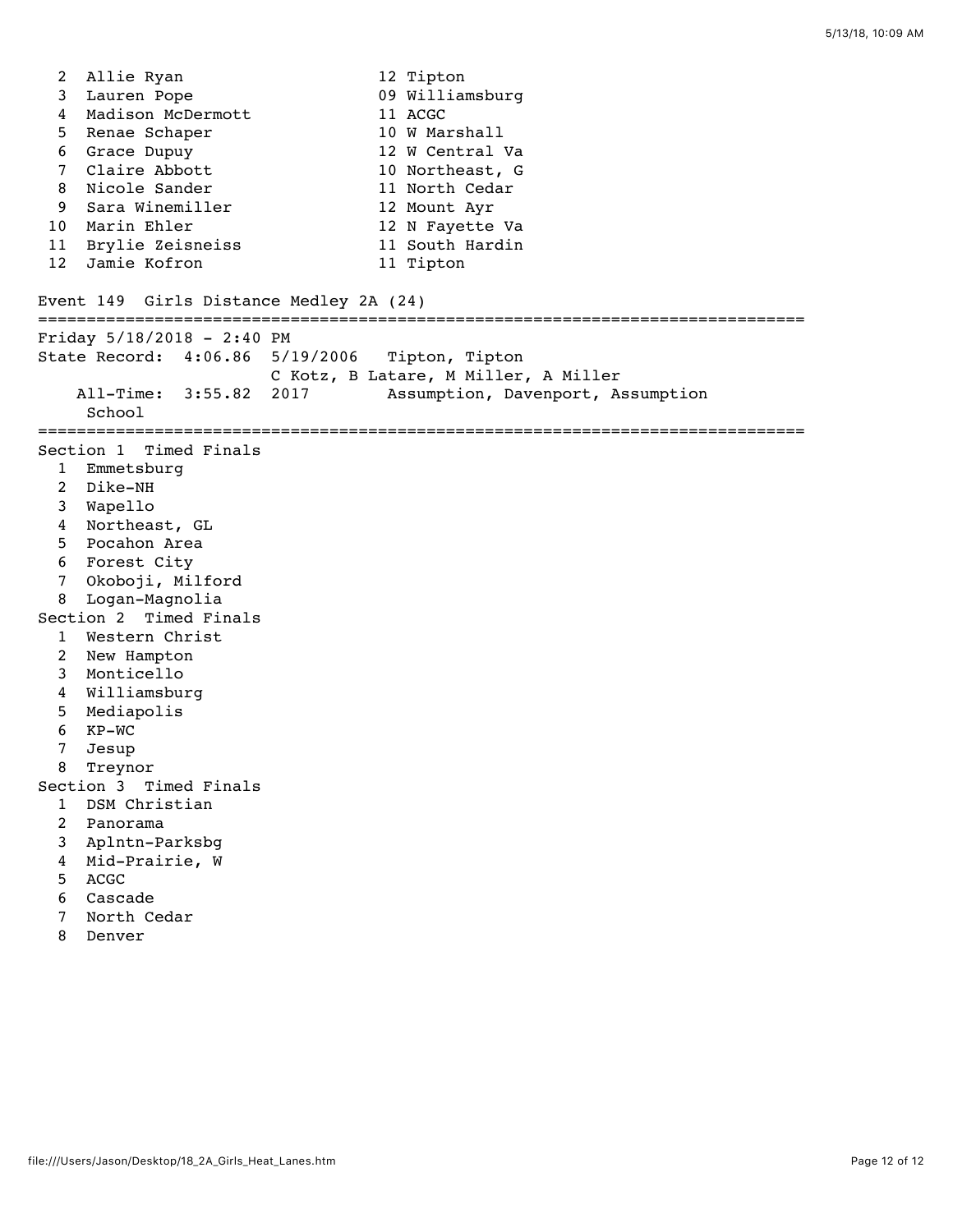| | | |
|---|---|---|
| 2 | Allie Ryan | 12 Tipton |
| 3 | Lauren Pope | 09 Williamsburg |
| 4 | Madison McDermott | 11 ACGC |
| 5 | Renae Schaper | 10 W Marshall |
| 6 | Grace Dupuy | 12 W Central Va |
| 7 | Claire Abbott | 10 Northeast, G |
| 8 | Nicole Sander | 11 North Cedar |
| 9 | Sara Winemiller | 12 Mount Ayr |
| 10 | Marin Ehler | 12 N Fayette Va |
| 11 | Brylie Zeisneiss | 11 South Hardin |
| 12 | Jamie Kofron | 11 Tipton |

## Event 149 Girls Distance Medley 2A (24)

Friday 5/18/2018 - 2:40 PM

State Record: 4:06.86 5/19/2006 Tipton, Tipton
C Kotz, B Latare, M Miller, A Miller

All-Time: 3:55.82 2017 Assumption, Davenport, Assumption School

### Section 1 Timed Finals

1. Emmetsburg
2. Dike-NH
3. Wapello
4. Northeast, GL
5. Pocahon Area
6. Forest City
7. Okoboji, Milford
8. Logan-Magnolia

### Section 2 Timed Finals

1. Western Christ
2. New Hampton
3. Monticello
4. Williamsburg
5. Mediapolis
6. KP-WC
7. Jesup
8. Treynor

### Section 3 Timed Finals

1. DSM Christian
2. Panorama
3. Aplntn-Parksbg
4. Mid-Prairie, W
5. ACGC
6. Cascade
7. North Cedar
8. Denver